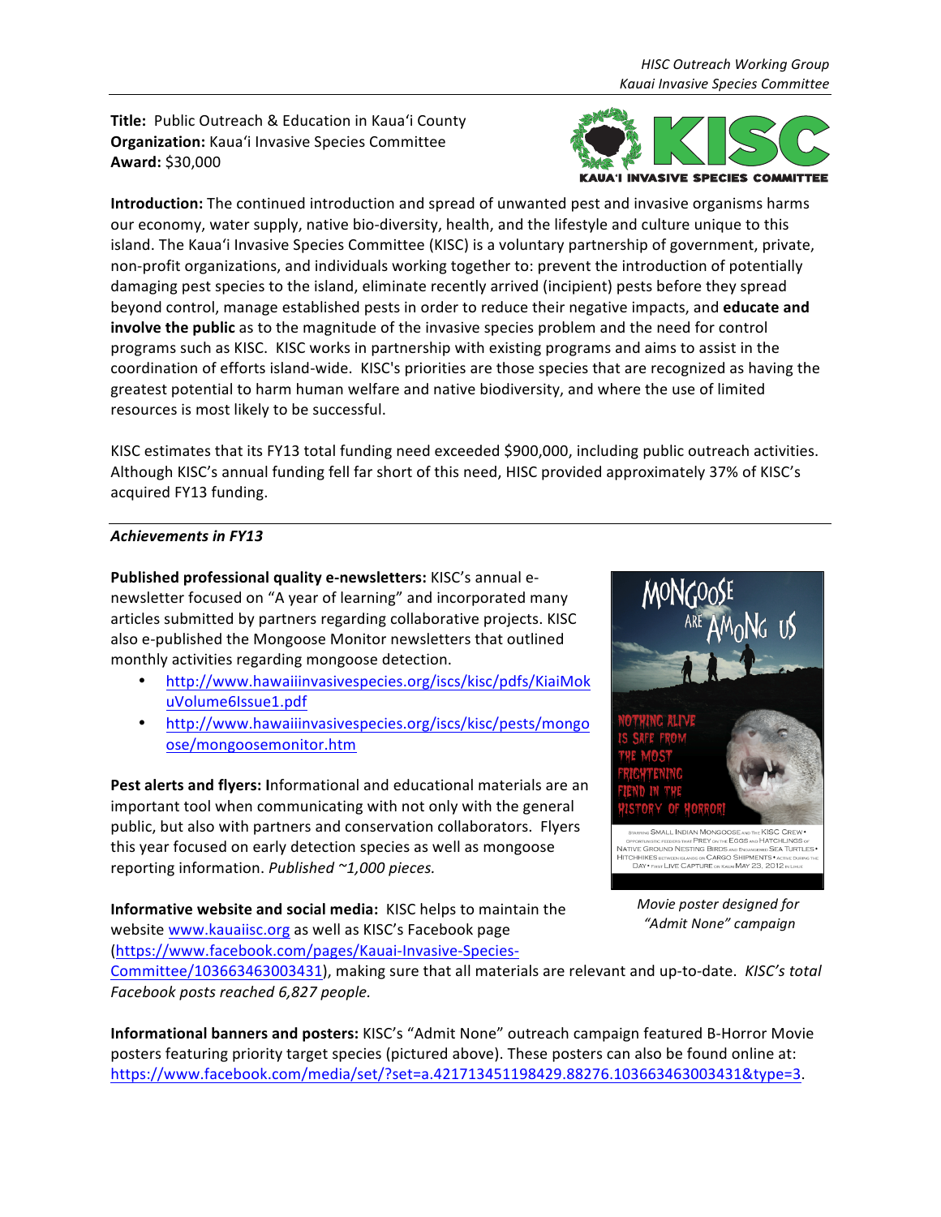**Title:** Public Outreach & Education in Kaua'i County
**Organization:** Kaua'i Invasive Species Committee
**Award:** $30,000

**Introduction:** The continued introduction and spread of unwanted pest and invasive organisms harms our economy, water supply, native bio-diversity, health, and the lifestyle and culture unique to this island. The Kaua'i Invasive Species Committee (KISC) is a voluntary partnership of government, private, non-profit organizations, and individuals working together to: prevent the introduction of potentially damaging pest species to the island, eliminate recently arrived (incipient) pests before they spread beyond control, manage established pests in order to reduce their negative impacts, and **educate and involve the public** as to the magnitude of the invasive species problem and the need for control programs such as KISC. KISC works in partnership with existing programs and aims to assist in the coordination of efforts island-wide. KISC's priorities are those species that are recognized as having the greatest potential to harm human welfare and native biodiversity, and where the use of limited resources is most likely to be successful.

KISC estimates that its FY13 total funding need exceeded $900,000, including public outreach activities. Although KISC's annual funding fell far short of this need, HISC provided approximately 37% of KISC's acquired FY13 funding.

### *Achievements in FY13*

**Published professional quality e-newsletters:** KISC's annual e-newsletter focused on "A year of learning" and incorporated many articles submitted by partners regarding collaborative projects. KISC also e-published the Mongoose Monitor newsletters that outlined monthly activities regarding mongoose detection.

- http://www.hawaiiinvasivespecies.org/iscs/kisc/pdfs/KiaiMokuVolume6Issue1.pdf
- http://www.hawaiiinvasivespecies.org/iscs/kisc/pests/mongoose/mongoosemonitor.htm

**Pest alerts and flyers:** Informational and educational materials are an important tool when communicating with not only with the general public, but also with partners and conservation collaborators. Flyers this year focused on early detection species as well as mongoose reporting information. *Published ~1,000 pieces.*

*Movie poster designed for "Admit None" campaign*

**Informative website and social media:** KISC helps to maintain the website www.kauaiisc.org as well as KISC's Facebook page (https://www.facebook.com/pages/Kauai-Invasive-Species-Committee/103663463003431), making sure that all materials are relevant and up-to-date. *KISC's total Facebook posts reached 6,827 people.*

**Informational banners and posters:** KISC's "Admit None" outreach campaign featured B-Horror Movie posters featuring priority target species (pictured above). These posters can also be found online at: https://www.facebook.com/media/set/?set=a.421713451198429.88276.103663463003431&type=3.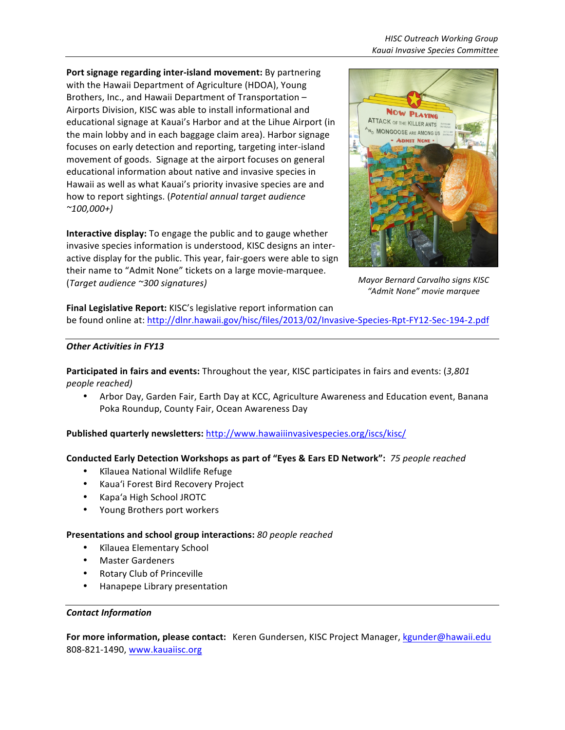**Port signage regarding inter-island movement:** By partnering with the Hawaii Department of Agriculture (HDOA), Young Brothers, Inc., and Hawaii Department of Transportation – Airports Division, KISC was able to install informational and educational signage at Kauai's Harbor and at the Lihue Airport (in the main lobby and in each baggage claim area). Harbor signage focuses on early detection and reporting, targeting inter-island movement of goods. Signage at the airport focuses on general educational information about native and invasive species in Hawaii as well as what Kauai's priority invasive species are and how to report sightings. (*Potential annual target audience ~100,000+)*

**Interactive display:** To engage the public and to gauge whether invasive species information is understood, KISC designs an interactive display for the public. This year, fair-goers were able to sign their name to "Admit None" tickets on a large movie-marquee. (*Target audience ~300 signatures)*

*Mayor Bernard Carvalho signs KISC "Admit None" movie marquee*

**Final Legislative Report:** KISC's legislative report information can be found online at: http://dlnr.hawaii.gov/hisc/files/2013/02/Invasive-Species-Rpt-FY12-Sec-194-2.pdf

---

***Other Activities in FY13***

**Participated in fairs and events:** Throughout the year, KISC participates in fairs and events: (*3,801 people reached)*

- Arbor Day, Garden Fair, Earth Day at KCC, Agriculture Awareness and Education event, Banana Poka Roundup, County Fair, Ocean Awareness Day

**Published quarterly newsletters:** http://www.hawaiiinvasivespecies.org/iscs/kisc/

**Conducted Early Detection Workshops as part of "Eyes & Ears ED Network":** *75 people reached*

- Kīlauea National Wildlife Refuge
- Kaua'i Forest Bird Recovery Project
- Kapa'a High School JROTC
- Young Brothers port workers

**Presentations and school group interactions:** *80 people reached*

- Kīlauea Elementary School
- Master Gardeners
- Rotary Club of Princeville
- Hanapepe Library presentation

---

***Contact Information***

**For more information, please contact:** Keren Gundersen, KISC Project Manager, kgunder@hawaii.edu 808-821-1490, www.kauaiisc.org